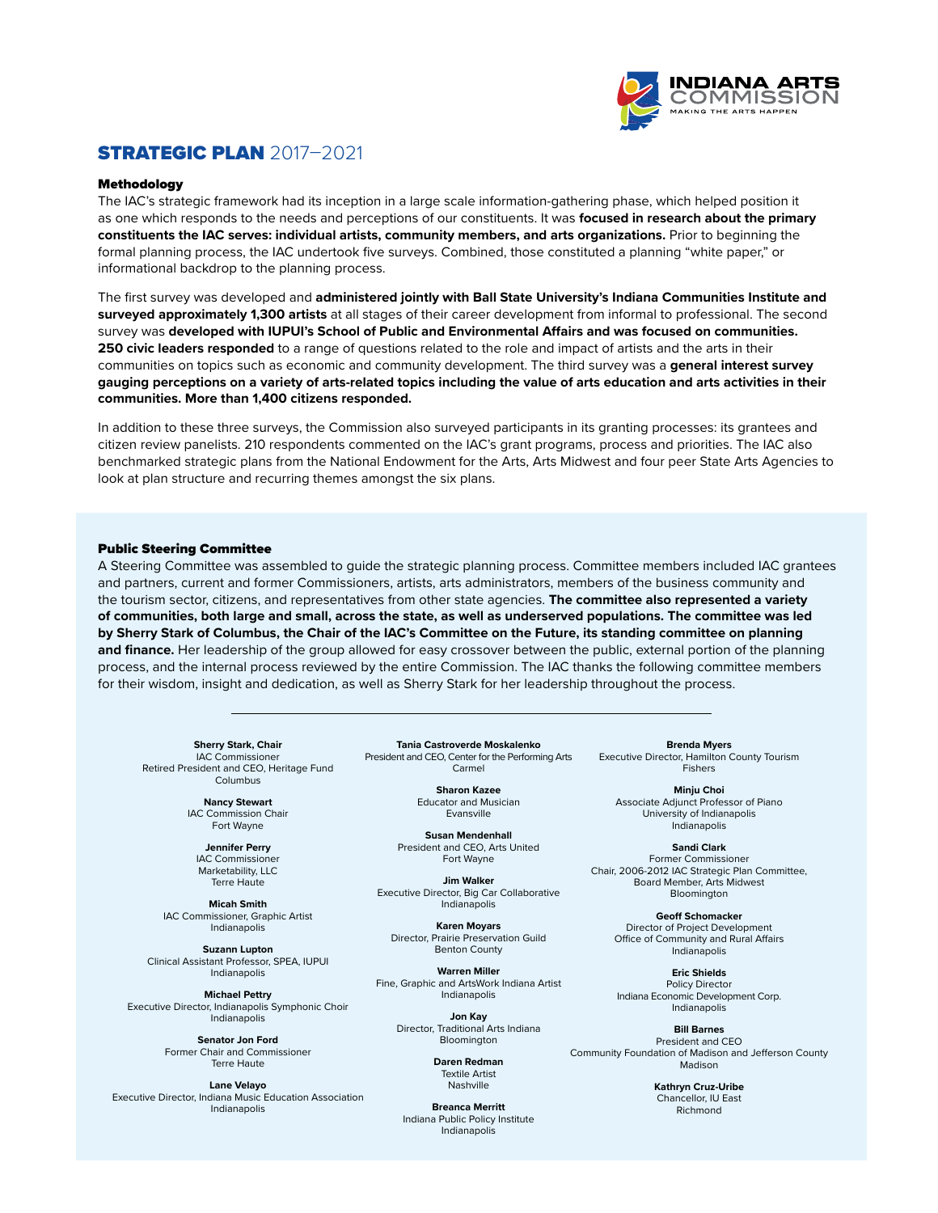INDIANA ARTS COMMISSION
MAKING THE ARTS HAPPEN

# STRATEGIC PLAN 2017–2021

## Methodology

The IAC's strategic framework had its inception in a large scale information-gathering phase, which helped position it as one which responds to the needs and perceptions of our constituents. It was **focused in research about the primary constituents the IAC serves: individual artists, community members, and arts organizations.** Prior to beginning the formal planning process, the IAC undertook five surveys. Combined, those constituted a planning "white paper," or informational backdrop to the planning process.

The first survey was developed and **administered jointly with Ball State University's Indiana Communities Institute and surveyed approximately 1,300 artists** at all stages of their career development from informal to professional. The second survey was **developed with IUPUI's School of Public and Environmental Affairs and was focused on communities. 250 civic leaders responded** to a range of questions related to the role and impact of artists and the arts in their communities on topics such as economic and community development. The third survey was a **general interest survey gauging perceptions on a variety of arts-related topics including the value of arts education and arts activities in their communities. More than 1,400 citizens responded.**

In addition to these three surveys, the Commission also surveyed participants in its granting processes: its grantees and citizen review panelists. 210 respondents commented on the IAC's grant programs, process and priorities. The IAC also benchmarked strategic plans from the National Endowment for the Arts, Arts Midwest and four peer State Arts Agencies to look at plan structure and recurring themes amongst the six plans.

## Public Steering Committee

A Steering Committee was assembled to guide the strategic planning process. Committee members included IAC grantees and partners, current and former Commissioners, artists, arts administrators, members of the business community and the tourism sector, citizens, and representatives from other state agencies. **The committee also represented a variety of communities, both large and small, across the state, as well as underserved populations. The committee was led by Sherry Stark of Columbus, the Chair of the IAC's Committee on the Future, its standing committee on planning and finance.** Her leadership of the group allowed for easy crossover between the public, external portion of the planning process, and the internal process reviewed by the entire Commission. The IAC thanks the following committee members for their wisdom, insight and dedication, as well as Sherry Stark for her leadership throughout the process.

---

**Sherry Stark, Chair**
IAC Commissioner
Retired President and CEO, Heritage Fund
Columbus

**Nancy Stewart**
IAC Commission Chair
Fort Wayne

**Jennifer Perry**
IAC Commissioner
Marketability, LLC
Terre Haute

**Micah Smith**
IAC Commissioner, Graphic Artist
Indianapolis

**Suzann Lupton**
Clinical Assistant Professor, SPEA, IUPUI
Indianapolis

**Michael Pettry**
Executive Director, Indianapolis Symphonic Choir
Indianapolis

**Senator Jon Ford**
Former Chair and Commissioner
Terre Haute

**Lane Velayo**
Executive Director, Indiana Music Education Association
Indianapolis

**Tania Castroverde Moskalenko**
President and CEO, Center for the Performing Arts
Carmel

**Sharon Kazee**
Educator and Musician
Evansville

**Susan Mendenhall**
President and CEO, Arts United
Fort Wayne

**Jim Walker**
Executive Director, Big Car Collaborative
Indianapolis

**Karen Moyars**
Director, Prairie Preservation Guild
Benton County

**Warren Miller**
Fine, Graphic and ArtsWork Indiana Artist
Indianapolis

**Jon Kay**
Director, Traditional Arts Indiana
Bloomington

**Daren Redman**
Textile Artist
Nashville

**Breanca Merritt**
Indiana Public Policy Institute
Indianapolis

**Brenda Myers**
Executive Director, Hamilton County Tourism
Fishers

**Minju Choi**
Associate Adjunct Professor of Piano
University of Indianapolis
Indianapolis

**Sandi Clark**
Former Commissioner
Chair, 2006-2012 IAC Strategic Plan Committee,
Board Member, Arts Midwest
Bloomington

**Geoff Schomacker**
Director of Project Development
Office of Community and Rural Affairs
Indianapolis

**Eric Shields**
Policy Director
Indiana Economic Development Corp.
Indianapolis

**Bill Barnes**
President and CEO
Community Foundation of Madison and Jefferson County
Madison

**Kathryn Cruz-Uribe**
Chancellor, IU East
Richmond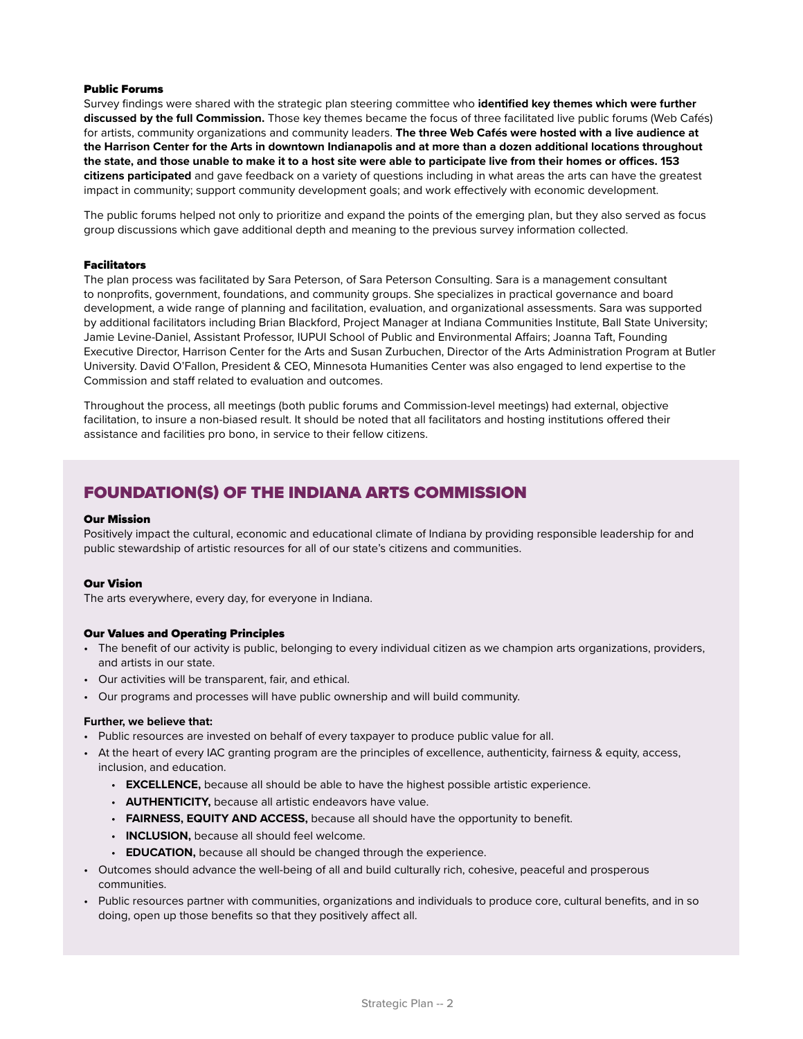### Public Forums

Survey findings were shared with the strategic plan steering committee who **identified key themes which were further discussed by the full Commission.** Those key themes became the focus of three facilitated live public forums (Web Cafés) for artists, community organizations and community leaders. **The three Web Cafés were hosted with a live audience at the Harrison Center for the Arts in downtown Indianapolis and at more than a dozen additional locations throughout the state, and those unable to make it to a host site were able to participate live from their homes or offices. 153 citizens participated** and gave feedback on a variety of questions including in what areas the arts can have the greatest impact in community; support community development goals; and work effectively with economic development.

The public forums helped not only to prioritize and expand the points of the emerging plan, but they also served as focus group discussions which gave additional depth and meaning to the previous survey information collected.

### Facilitators

The plan process was facilitated by Sara Peterson, of Sara Peterson Consulting. Sara is a management consultant to nonprofits, government, foundations, and community groups. She specializes in practical governance and board development, a wide range of planning and facilitation, evaluation, and organizational assessments. Sara was supported by additional facilitators including Brian Blackford, Project Manager at Indiana Communities Institute, Ball State University; Jamie Levine-Daniel, Assistant Professor, IUPUI School of Public and Environmental Affairs; Joanna Taft, Founding Executive Director, Harrison Center for the Arts and Susan Zurbuchen, Director of the Arts Administration Program at Butler University. David O'Fallon, President & CEO, Minnesota Humanities Center was also engaged to lend expertise to the Commission and staff related to evaluation and outcomes.

Throughout the process, all meetings (both public forums and Commission-level meetings) had external, objective facilitation, to insure a non-biased result. It should be noted that all facilitators and hosting institutions offered their assistance and facilities pro bono, in service to their fellow citizens.

## FOUNDATION(S) OF THE INDIANA ARTS COMMISSION

### Our Mission

Positively impact the cultural, economic and educational climate of Indiana by providing responsible leadership for and public stewardship of artistic resources for all of our state's citizens and communities.

### Our Vision

The arts everywhere, every day, for everyone in Indiana.

### Our Values and Operating Principles

- The benefit of our activity is public, belonging to every individual citizen as we champion arts organizations, providers, and artists in our state.
- Our activities will be transparent, fair, and ethical.
- Our programs and processes will have public ownership and will build community.

**Further, we believe that:**

- Public resources are invested on behalf of every taxpayer to produce public value for all.
- At the heart of every IAC granting program are the principles of excellence, authenticity, fairness & equity, access, inclusion, and education.
  - **EXCELLENCE,** because all should be able to have the highest possible artistic experience.
  - **AUTHENTICITY,** because all artistic endeavors have value.
  - **FAIRNESS, EQUITY AND ACCESS,** because all should have the opportunity to benefit.
  - **INCLUSION,** because all should feel welcome.
  - **EDUCATION,** because all should be changed through the experience.
- Outcomes should advance the well-being of all and build culturally rich, cohesive, peaceful and prosperous communities.
- Public resources partner with communities, organizations and individuals to produce core, cultural benefits, and in so doing, open up those benefits so that they positively affect all.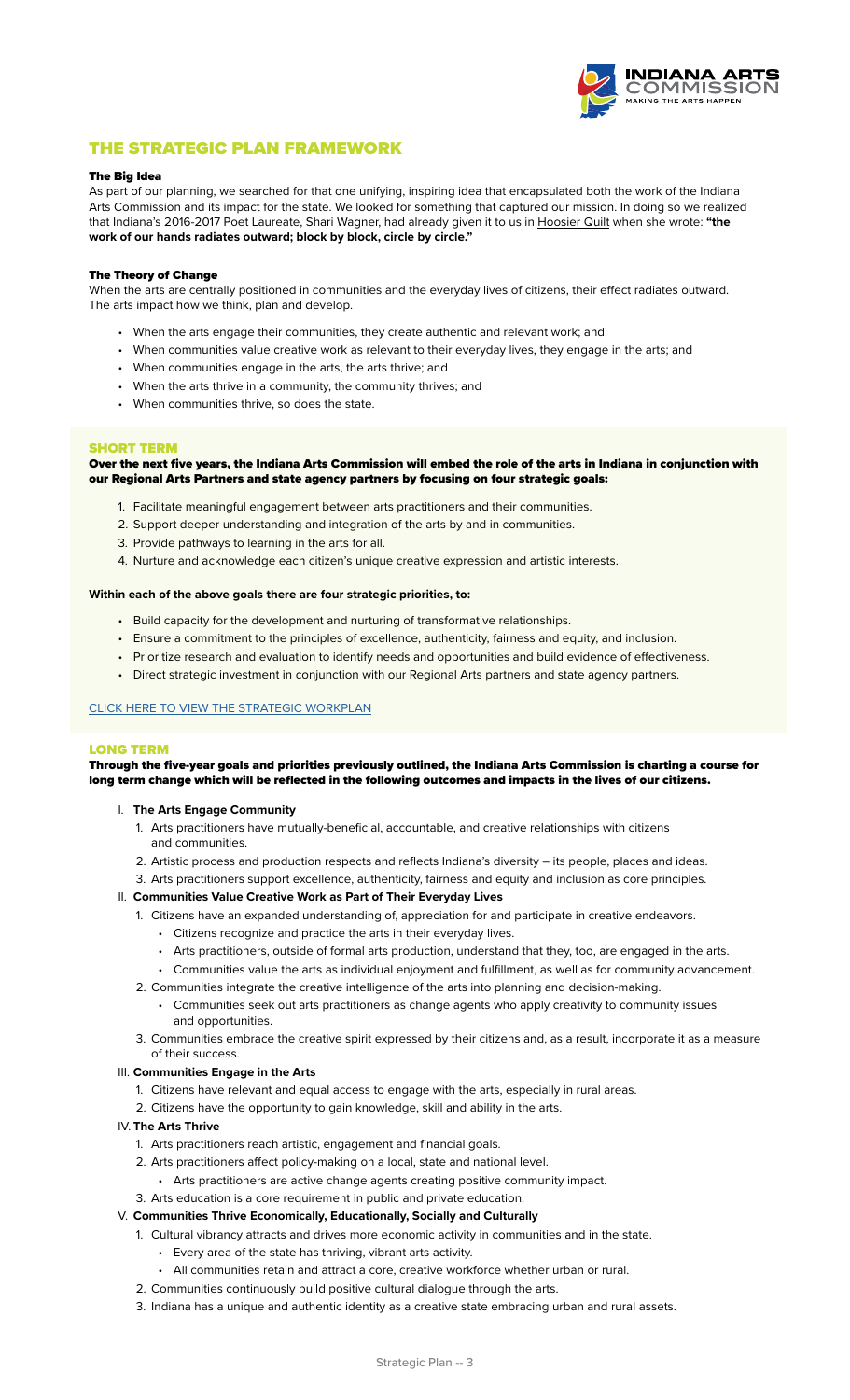# THE STRATEGIC PLAN FRAMEWORK

### The Big Idea

As part of our planning, we searched for that one unifying, inspiring idea that encapsulated both the work of the Indiana Arts Commission and its impact for the state. We looked for something that captured our mission. In doing so we realized that Indiana's 2016-2017 Poet Laureate, Shari Wagner, had already given it to us in Hoosier Quilt when she wrote: **"the work of our hands radiates outward; block by block, circle by circle."**

### The Theory of Change

When the arts are centrally positioned in communities and the everyday lives of citizens, their effect radiates outward. The arts impact how we think, plan and develop.

- When the arts engage their communities, they create authentic and relevant work; and
- When communities value creative work as relevant to their everyday lives, they engage in the arts; and
- When communities engage in the arts, the arts thrive; and
- When the arts thrive in a community, the community thrives; and
- When communities thrive, so does the state.

## SHORT TERM

**Over the next five years, the Indiana Arts Commission will embed the role of the arts in Indiana in conjunction with our Regional Arts Partners and state agency partners by focusing on four strategic goals:**

1. Facilitate meaningful engagement between arts practitioners and their communities.
2. Support deeper understanding and integration of the arts by and in communities.
3. Provide pathways to learning in the arts for all.
4. Nurture and acknowledge each citizen's unique creative expression and artistic interests.

**Within each of the above goals there are four strategic priorities, to:**

- Build capacity for the development and nurturing of transformative relationships.
- Ensure a commitment to the principles of excellence, authenticity, fairness and equity, and inclusion.
- Prioritize research and evaluation to identify needs and opportunities and build evidence of effectiveness.
- Direct strategic investment in conjunction with our Regional Arts partners and state agency partners.

CLICK HERE TO VIEW THE STRATEGIC WORKPLAN

## LONG TERM

**Through the five-year goals and priorities previously outlined, the Indiana Arts Commission is charting a course for long term change which will be reflected in the following outcomes and impacts in the lives of our citizens.**

I. **The Arts Engage Community**
   1. Arts practitioners have mutually-beneficial, accountable, and creative relationships with citizens and communities.
   2. Artistic process and production respects and reflects Indiana's diversity – its people, places and ideas.
   3. Arts practitioners support excellence, authenticity, fairness and equity and inclusion as core principles.

II. **Communities Value Creative Work as Part of Their Everyday Lives**
   1. Citizens have an expanded understanding of, appreciation for and participate in creative endeavors.
      - Citizens recognize and practice the arts in their everyday lives.
      - Arts practitioners, outside of formal arts production, understand that they, too, are engaged in the arts.
      - Communities value the arts as individual enjoyment and fulfillment, as well as for community advancement.
   2. Communities integrate the creative intelligence of the arts into planning and decision-making.
      - Communities seek out arts practitioners as change agents who apply creativity to community issues and opportunities.
   3. Communities embrace the creative spirit expressed by their citizens and, as a result, incorporate it as a measure of their success.

III. **Communities Engage in the Arts**
   1. Citizens have relevant and equal access to engage with the arts, especially in rural areas.
   2. Citizens have the opportunity to gain knowledge, skill and ability in the arts.

IV. **The Arts Thrive**
   1. Arts practitioners reach artistic, engagement and financial goals.
   2. Arts practitioners affect policy-making on a local, state and national level.
      - Arts practitioners are active change agents creating positive community impact.
   3. Arts education is a core requirement in public and private education.

V. **Communities Thrive Economically, Educationally, Socially and Culturally**
   1. Cultural vibrancy attracts and drives more economic activity in communities and in the state.
      - Every area of the state has thriving, vibrant arts activity.
      - All communities retain and attract a core, creative workforce whether urban or rural.
   2. Communities continuously build positive cultural dialogue through the arts.
   3. Indiana has a unique and authentic identity as a creative state embracing urban and rural assets.